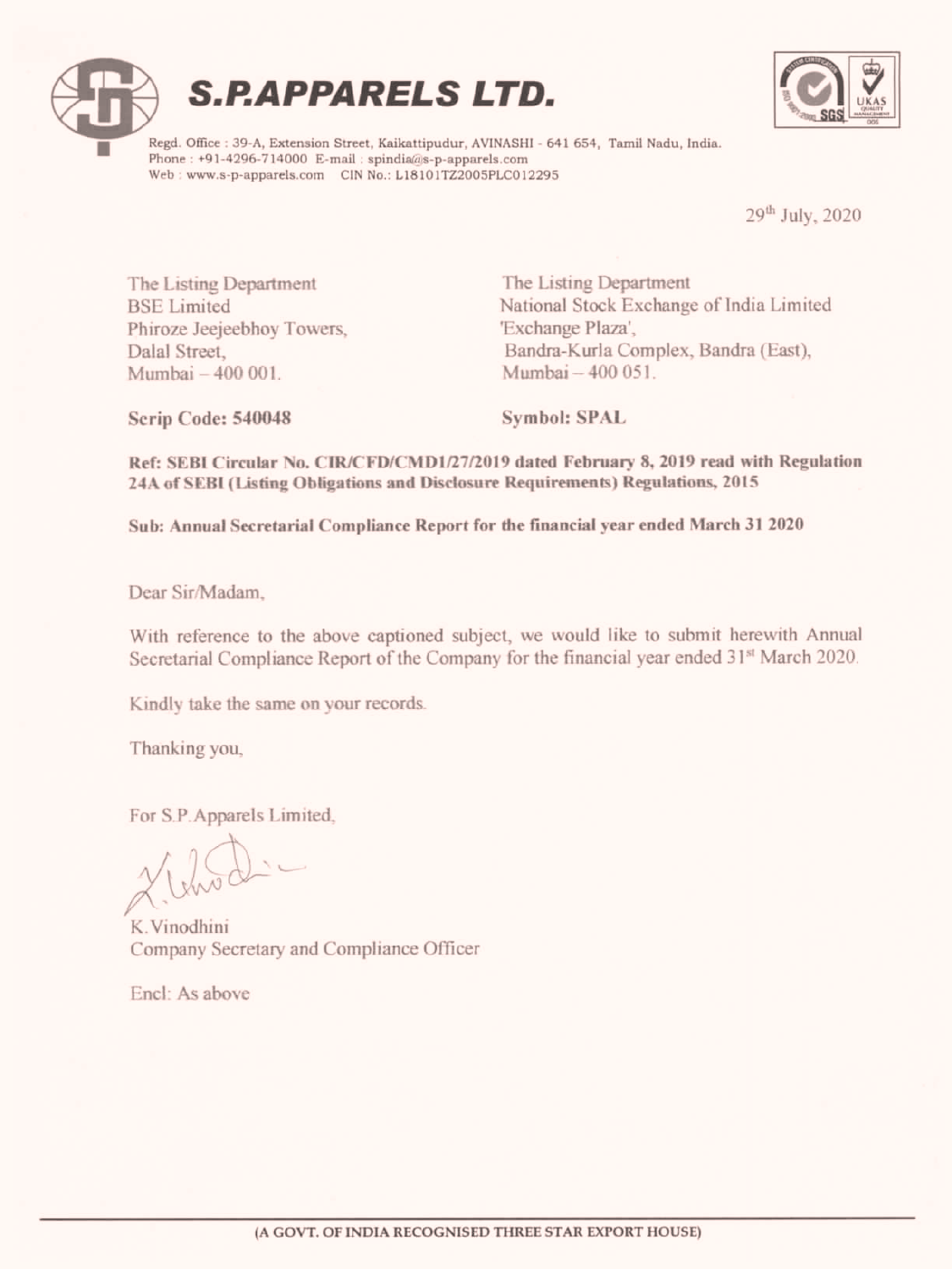# S.P.APPARELS LTD.

Regd. Office : 39-A, Extension Street, Kaikattipudur, AVINASHI - 641 654, Tamil Nadu, India.
Phone : +91-4296-714000 E-mail : spindia@s-p-apparels.com
Web : www.s-p-apparels.com CIN No.: L18101TZ2005PLC012295

29th July, 2020

The Listing Department
BSE Limited
Phiroze Jeejeebhoy Towers,
Dalal Street,
Mumbai – 400 001.

**Scrip Code: 540048**

The Listing Department
National Stock Exchange of India Limited
'Exchange Plaza',
Bandra-Kurla Complex, Bandra (East),
Mumbai – 400 051.

**Symbol: SPAL**

**Ref: SEBI Circular No. CIR/CFD/CMD1/27/2019 dated February 8, 2019 read with Regulation 24A of SEBI (Listing Obligations and Disclosure Requirements) Regulations, 2015**

**Sub: Annual Secretarial Compliance Report for the financial year ended March 31 2020**

Dear Sir/Madam,

With reference to the above captioned subject, we would like to submit herewith Annual Secretarial Compliance Report of the Company for the financial year ended 31st March 2020.

Kindly take the same on your records.

Thanking you,

For S.P.Apparels Limited,

K.Vinodhini
Company Secretary and Compliance Officer

Encl: As above

(A GOVT. OF INDIA RECOGNISED THREE STAR EXPORT HOUSE)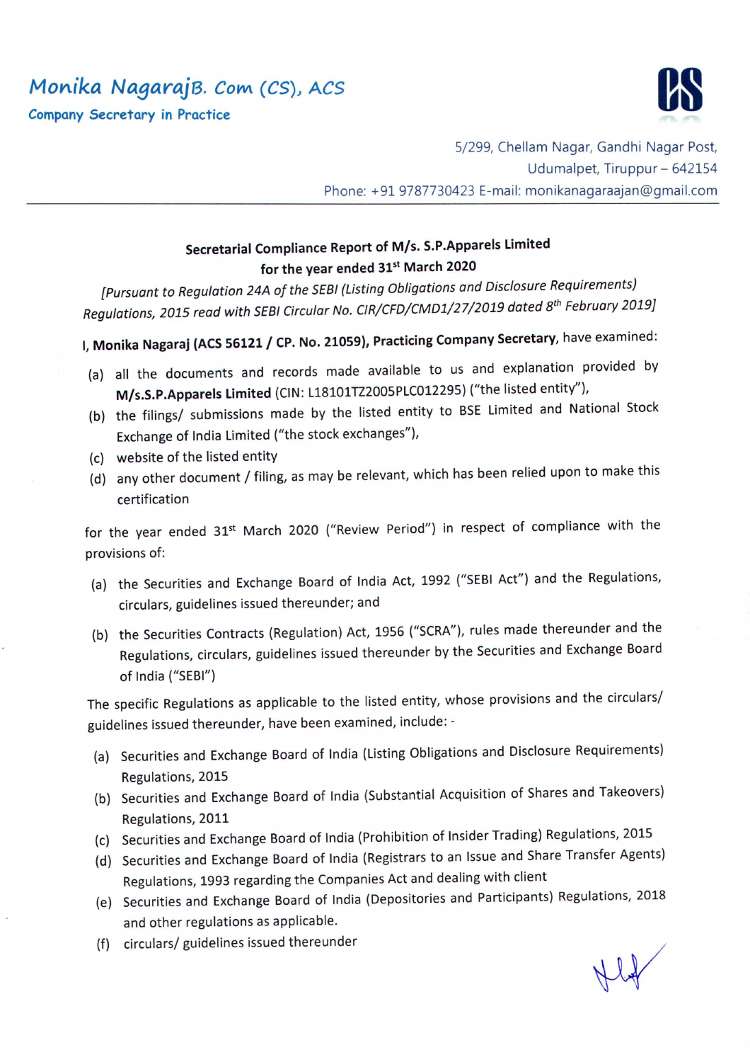# Monika NagarajB. Com (CS), ACS

**Company Secretary in Practice**

5/299, Chellam Nagar, Gandhi Nagar Post,
Udumalpet, Tiruppur – 642154
Phone: +91 9787730423 E-mail: monikanagaraajan@gmail.com

---

**Secretarial Compliance Report of M/s. S.P.Apparels Limited**
**for the year ended 31st March 2020**

*[Pursuant to Regulation 24A of the SEBI (Listing Obligations and Disclosure Requirements) Regulations, 2015 read with SEBI Circular No. CIR/CFD/CMD1/27/2019 dated 8th February 2019]*

I, **Monika Nagaraj (ACS 56121 / CP. No. 21059), Practicing Company Secretary**, have examined:

(a) all the documents and records made available to us and explanation provided by **M/s.S.P.Apparels Limited** (CIN: L18101TZ2005PLC012295) ("the listed entity"),

(b) the filings/ submissions made by the listed entity to BSE Limited and National Stock Exchange of India Limited ("the stock exchanges"),

(c) website of the listed entity

(d) any other document / filing, as may be relevant, which has been relied upon to make this certification

for the year ended 31st March 2020 ("Review Period") in respect of compliance with the provisions of:

(a) the Securities and Exchange Board of India Act, 1992 ("SEBI Act") and the Regulations, circulars, guidelines issued thereunder; and

(b) the Securities Contracts (Regulation) Act, 1956 ("SCRA"), rules made thereunder and the Regulations, circulars, guidelines issued thereunder by the Securities and Exchange Board of India ("SEBI")

The specific Regulations as applicable to the listed entity, whose provisions and the circulars/ guidelines issued thereunder, have been examined, include: -

(a) Securities and Exchange Board of India (Listing Obligations and Disclosure Requirements) Regulations, 2015

(b) Securities and Exchange Board of India (Substantial Acquisition of Shares and Takeovers) Regulations, 2011

(c) Securities and Exchange Board of India (Prohibition of Insider Trading) Regulations, 2015

(d) Securities and Exchange Board of India (Registrars to an Issue and Share Transfer Agents) Regulations, 1993 regarding the Companies Act and dealing with client

(e) Securities and Exchange Board of India (Depositories and Participants) Regulations, 2018 and other regulations as applicable.

(f) circulars/ guidelines issued thereunder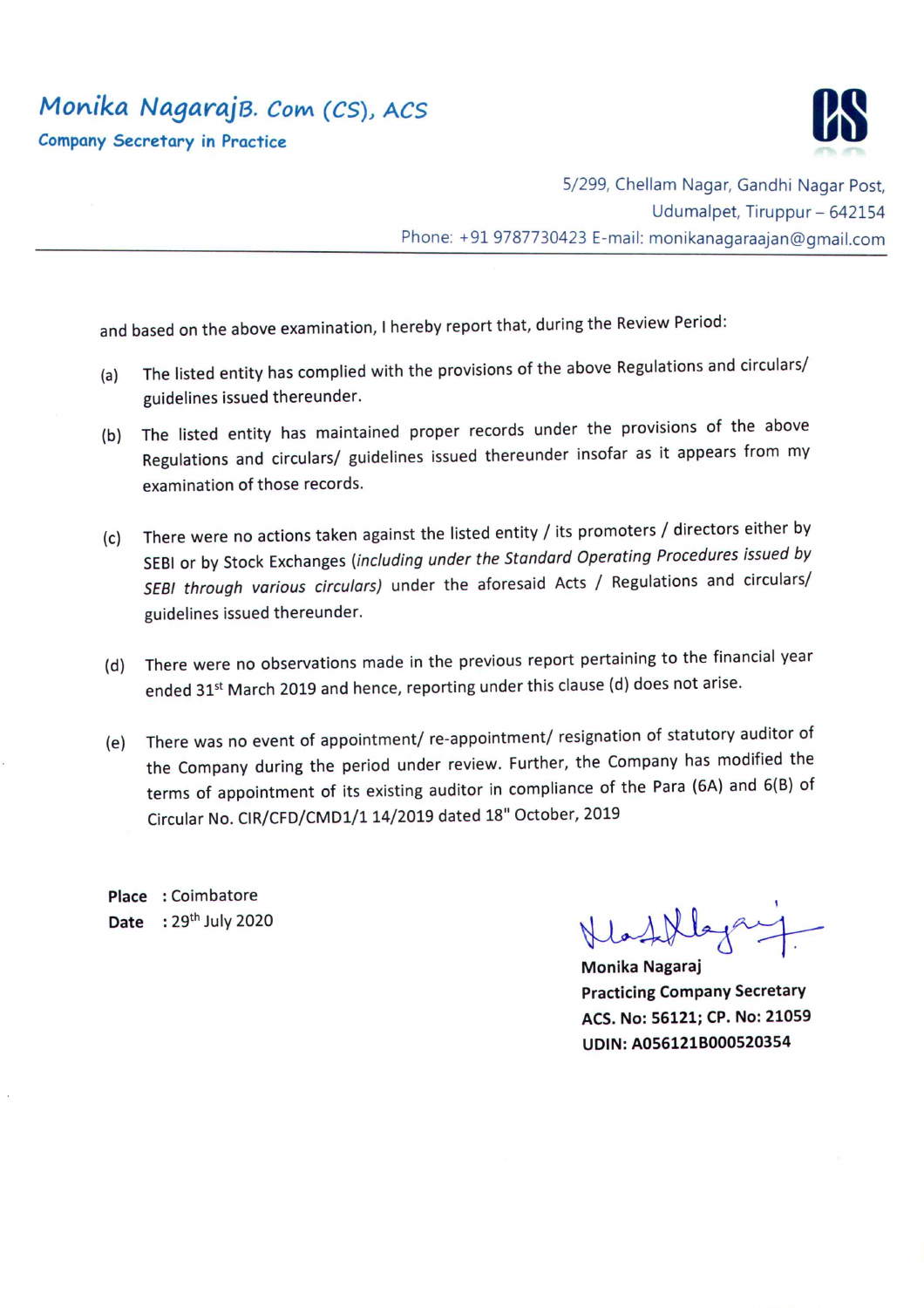# Monika NagarajB. Com (CS), ACS

**Company Secretary in Practice**

5/299, Chellam Nagar, Gandhi Nagar Post,
Udumalpet, Tiruppur – 642154
Phone: +91 9787730423 E-mail: monikanagaraajan@gmail.com

---

and based on the above examination, I hereby report that, during the Review Period:

(a) The listed entity has complied with the provisions of the above Regulations and circulars/ guidelines issued thereunder.

(b) The listed entity has maintained proper records under the provisions of the above Regulations and circulars/ guidelines issued thereunder insofar as it appears from my examination of those records.

(c) There were no actions taken against the listed entity / its promoters / directors either by SEBI or by Stock Exchanges (*including under the Standard Operating Procedures issued by SEBI through various circulars*) under the aforesaid Acts / Regulations and circulars/ guidelines issued thereunder.

(d) There were no observations made in the previous report pertaining to the financial year ended 31st March 2019 and hence, reporting under this clause (d) does not arise.

(e) There was no event of appointment/ re-appointment/ resignation of statutory auditor of the Company during the period under review. Further, the Company has modified the terms of appointment of its existing auditor in compliance of the Para (6A) and 6(B) of Circular No. CIR/CFD/CMD1/1 14/2019 dated 18" October, 2019

**Place** : Coimbatore
**Date** : 29th July 2020

**Monika Nagaraj**
**Practicing Company Secretary**
**ACS. No: 56121; CP. No: 21059**
**UDIN: A056121B000520354**